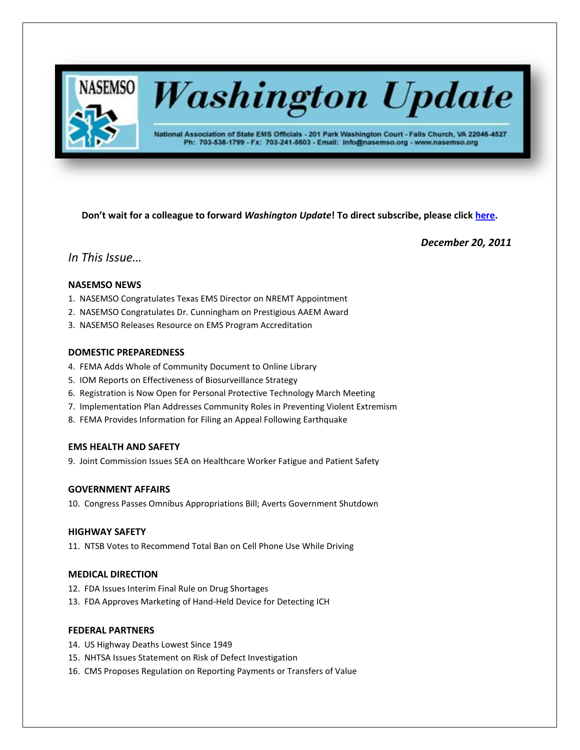# NASEMSO Washington Update

National Association of State EMS Officials - 201 Park Washington Court - Falls Church, VA 22046-4527
Ph: 703-538-1799 - Fx: 703-241-5603 - Email: info@nasemso.org - www.nasemso.org

**Don't wait for a colleague to forward *Washington Update*! To direct subscribe, please click here.**

***December 20, 2011***

## *In This Issue…*

**NASEMSO NEWS**

1. NASEMSO Congratulates Texas EMS Director on NREMT Appointment
2. NASEMSO Congratulates Dr. Cunningham on Prestigious AAEM Award
3. NASEMSO Releases Resource on EMS Program Accreditation

**DOMESTIC PREPAREDNESS**

4. FEMA Adds Whole of Community Document to Online Library
5. IOM Reports on Effectiveness of Biosurveillance Strategy
6. Registration is Now Open for Personal Protective Technology March Meeting
7. Implementation Plan Addresses Community Roles in Preventing Violent Extremism
8. FEMA Provides Information for Filing an Appeal Following Earthquake

**EMS HEALTH AND SAFETY**

9. Joint Commission Issues SEA on Healthcare Worker Fatigue and Patient Safety

**GOVERNMENT AFFAIRS**

10. Congress Passes Omnibus Appropriations Bill; Averts Government Shutdown

**HIGHWAY SAFETY**

11. NTSB Votes to Recommend Total Ban on Cell Phone Use While Driving

**MEDICAL DIRECTION**

12. FDA Issues Interim Final Rule on Drug Shortages
13. FDA Approves Marketing of Hand-Held Device for Detecting ICH

**FEDERAL PARTNERS**

14. US Highway Deaths Lowest Since 1949
15. NHTSA Issues Statement on Risk of Defect Investigation
16. CMS Proposes Regulation on Reporting Payments or Transfers of Value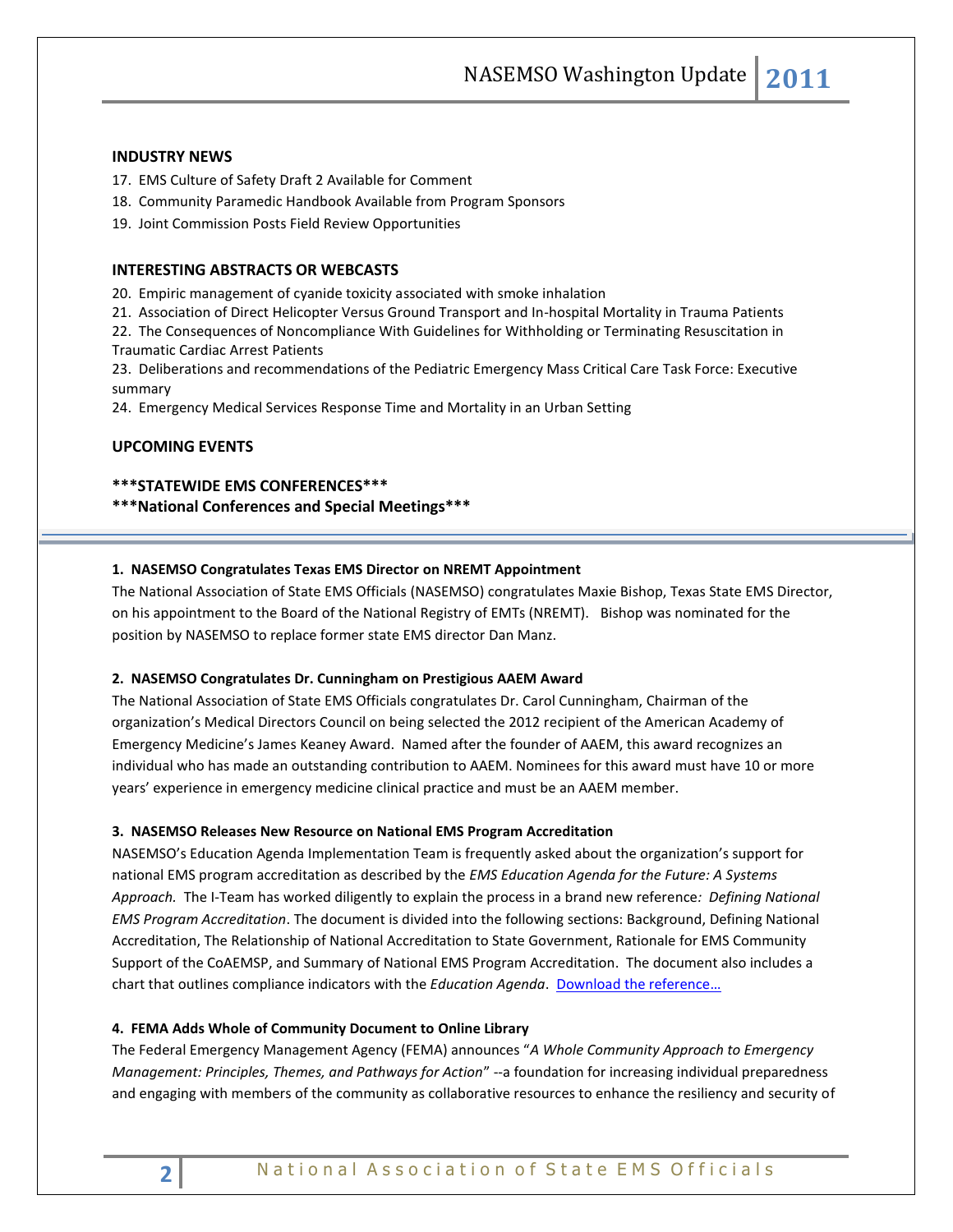### INDUSTRY NEWS

17. EMS Culture of Safety Draft 2 Available for Comment
18. Community Paramedic Handbook Available from Program Sponsors
19. Joint Commission Posts Field Review Opportunities

### INTERESTING ABSTRACTS OR WEBCASTS

20. Empiric management of cyanide toxicity associated with smoke inhalation
21. Association of Direct Helicopter Versus Ground Transport and In-hospital Mortality in Trauma Patients
22. The Consequences of Noncompliance With Guidelines for Withholding or Terminating Resuscitation in Traumatic Cardiac Arrest Patients
23. Deliberations and recommendations of the Pediatric Emergency Mass Critical Care Task Force: Executive summary
24. Emergency Medical Services Response Time and Mortality in an Urban Setting

### UPCOMING EVENTS

**\*\*\*STATEWIDE EMS CONFERENCES\*\*\***

**\*\*\*National Conferences and Special Meetings\*\*\***

---

#### 1. NASEMSO Congratulates Texas EMS Director on NREMT Appointment

The National Association of State EMS Officials (NASEMSO) congratulates Maxie Bishop, Texas State EMS Director, on his appointment to the Board of the National Registry of EMTs (NREMT). Bishop was nominated for the position by NASEMSO to replace former state EMS director Dan Manz.

#### 2. NASEMSO Congratulates Dr. Cunningham on Prestigious AAEM Award

The National Association of State EMS Officials congratulates Dr. Carol Cunningham, Chairman of the organization's Medical Directors Council on being selected the 2012 recipient of the American Academy of Emergency Medicine's James Keaney Award. Named after the founder of AAEM, this award recognizes an individual who has made an outstanding contribution to AAEM. Nominees for this award must have 10 or more years' experience in emergency medicine clinical practice and must be an AAEM member.

#### 3. NASEMSO Releases New Resource on National EMS Program Accreditation

NASEMSO's Education Agenda Implementation Team is frequently asked about the organization's support for national EMS program accreditation as described by the *EMS Education Agenda for the Future: A Systems Approach.* The I-Team has worked diligently to explain the process in a brand new reference*: Defining National EMS Program Accreditation*. The document is divided into the following sections: Background, Defining National Accreditation, The Relationship of National Accreditation to State Government, Rationale for EMS Community Support of the CoAEMSP, and Summary of National EMS Program Accreditation. The document also includes a chart that outlines compliance indicators with the *Education Agenda*. Download the reference…

#### 4. FEMA Adds Whole of Community Document to Online Library

The Federal Emergency Management Agency (FEMA) announces "*A Whole Community Approach to Emergency Management: Principles, Themes, and Pathways for Action*" --a foundation for increasing individual preparedness and engaging with members of the community as collaborative resources to enhance the resiliency and security of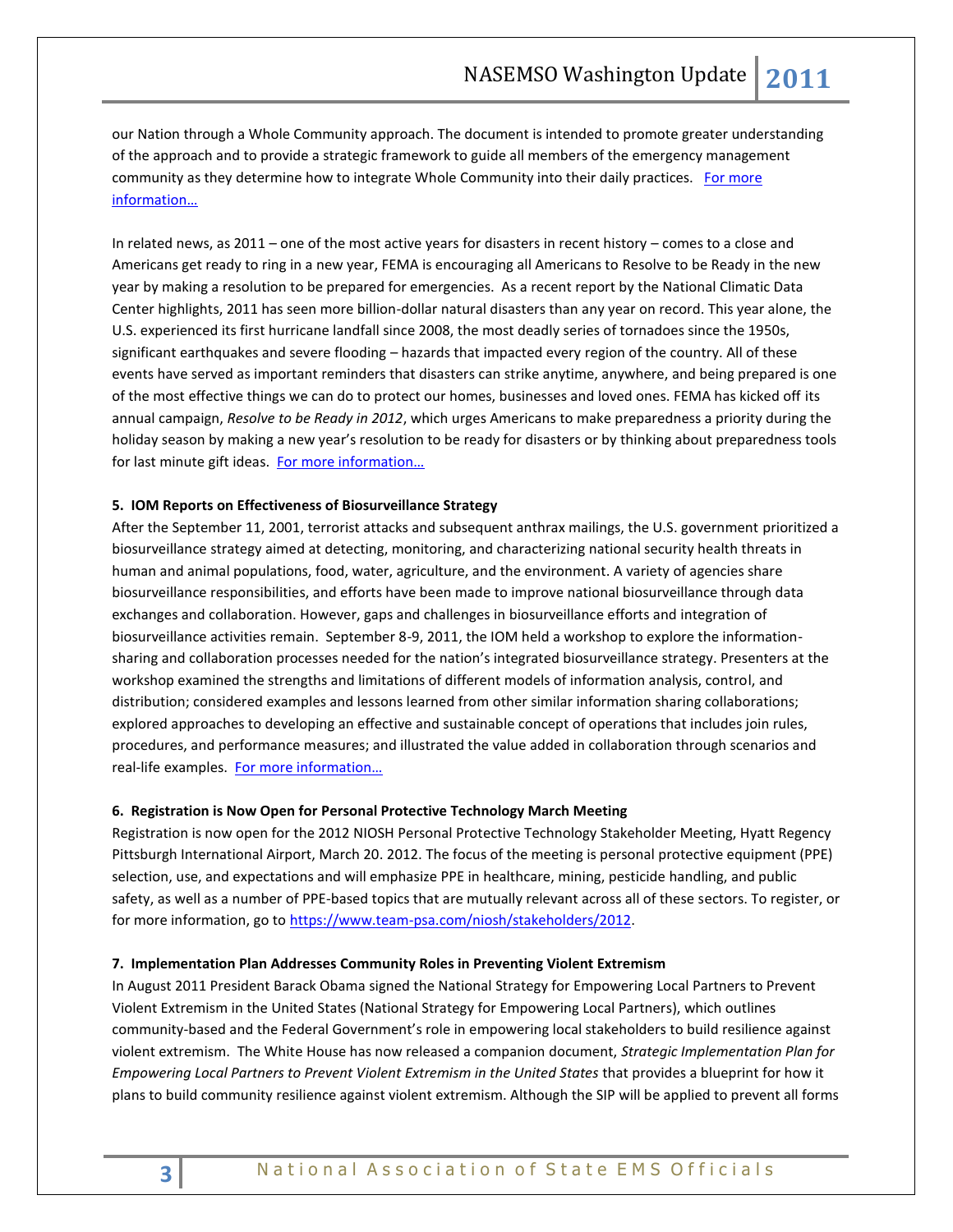our Nation through a Whole Community approach. The document is intended to promote greater understanding of the approach and to provide a strategic framework to guide all members of the emergency management community as they determine how to integrate Whole Community into their daily practices. [For more information…]()

In related news, as 2011 – one of the most active years for disasters in recent history – comes to a close and Americans get ready to ring in a new year, FEMA is encouraging all Americans to Resolve to be Ready in the new year by making a resolution to be prepared for emergencies. As a recent report by the National Climatic Data Center highlights, 2011 has seen more billion-dollar natural disasters than any year on record. This year alone, the U.S. experienced its first hurricane landfall since 2008, the most deadly series of tornadoes since the 1950s, significant earthquakes and severe flooding – hazards that impacted every region of the country. All of these events have served as important reminders that disasters can strike anytime, anywhere, and being prepared is one of the most effective things we can do to protect our homes, businesses and loved ones. FEMA has kicked off its annual campaign, *Resolve to be Ready in 2012*, which urges Americans to make preparedness a priority during the holiday season by making a new year's resolution to be ready for disasters or by thinking about preparedness tools for last minute gift ideas. [For more information…]()

**5. IOM Reports on Effectiveness of Biosurveillance Strategy**

After the September 11, 2001, terrorist attacks and subsequent anthrax mailings, the U.S. government prioritized a biosurveillance strategy aimed at detecting, monitoring, and characterizing national security health threats in human and animal populations, food, water, agriculture, and the environment. A variety of agencies share biosurveillance responsibilities, and efforts have been made to improve national biosurveillance through data exchanges and collaboration. However, gaps and challenges in biosurveillance efforts and integration of biosurveillance activities remain. September 8-9, 2011, the IOM held a workshop to explore the information-sharing and collaboration processes needed for the nation's integrated biosurveillance strategy. Presenters at the workshop examined the strengths and limitations of different models of information analysis, control, and distribution; considered examples and lessons learned from other similar information sharing collaborations; explored approaches to developing an effective and sustainable concept of operations that includes join rules, procedures, and performance measures; and illustrated the value added in collaboration through scenarios and real-life examples. [For more information…]()

**6. Registration is Now Open for Personal Protective Technology March Meeting**

Registration is now open for the 2012 NIOSH Personal Protective Technology Stakeholder Meeting, Hyatt Regency Pittsburgh International Airport, March 20. 2012. The focus of the meeting is personal protective equipment (PPE) selection, use, and expectations and will emphasize PPE in healthcare, mining, pesticide handling, and public safety, as well as a number of PPE-based topics that are mutually relevant across all of these sectors. To register, or for more information, go to [https://www.team-psa.com/niosh/stakeholders/2012](https://www.team-psa.com/niosh/stakeholders/2012).

**7. Implementation Plan Addresses Community Roles in Preventing Violent Extremism**

In August 2011 President Barack Obama signed the National Strategy for Empowering Local Partners to Prevent Violent Extremism in the United States (National Strategy for Empowering Local Partners), which outlines community-based and the Federal Government's role in empowering local stakeholders to build resilience against violent extremism. The White House has now released a companion document, *Strategic Implementation Plan for Empowering Local Partners to Prevent Violent Extremism in the United States* that provides a blueprint for how it plans to build community resilience against violent extremism. Although the SIP will be applied to prevent all forms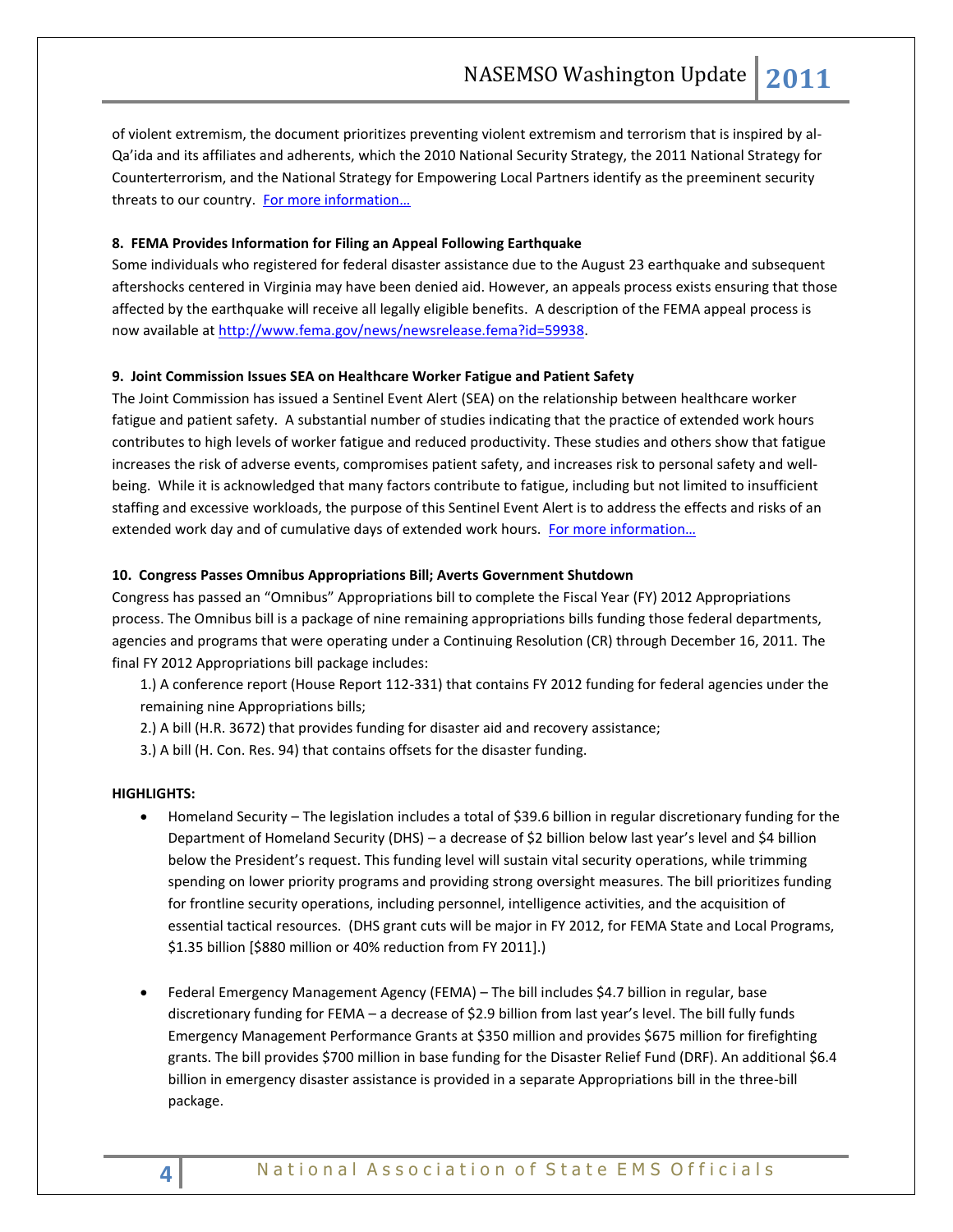of violent extremism, the document prioritizes preventing violent extremism and terrorism that is inspired by al-Qa'ida and its affiliates and adherents, which the 2010 National Security Strategy, the 2011 National Strategy for Counterterrorism, and the National Strategy for Empowering Local Partners identify as the preeminent security threats to our country. [For more information…]()

**8. FEMA Provides Information for Filing an Appeal Following Earthquake**

Some individuals who registered for federal disaster assistance due to the August 23 earthquake and subsequent aftershocks centered in Virginia may have been denied aid. However, an appeals process exists ensuring that those affected by the earthquake will receive all legally eligible benefits. A description of the FEMA appeal process is now available at http://www.fema.gov/news/newsrelease.fema?id=59938.

**9. Joint Commission Issues SEA on Healthcare Worker Fatigue and Patient Safety**

The Joint Commission has issued a Sentinel Event Alert (SEA) on the relationship between healthcare worker fatigue and patient safety. A substantial number of studies indicating that the practice of extended work hours contributes to high levels of worker fatigue and reduced productivity. These studies and others show that fatigue increases the risk of adverse events, compromises patient safety, and increases risk to personal safety and well-being. While it is acknowledged that many factors contribute to fatigue, including but not limited to insufficient staffing and excessive workloads, the purpose of this Sentinel Event Alert is to address the effects and risks of an extended work day and of cumulative days of extended work hours. [For more information…]()

**10. Congress Passes Omnibus Appropriations Bill; Averts Government Shutdown**

Congress has passed an "Omnibus" Appropriations bill to complete the Fiscal Year (FY) 2012 Appropriations process. The Omnibus bill is a package of nine remaining appropriations bills funding those federal departments, agencies and programs that were operating under a Continuing Resolution (CR) through December 16, 2011. The final FY 2012 Appropriations bill package includes:

1.) A conference report (House Report 112-331) that contains FY 2012 funding for federal agencies under the remaining nine Appropriations bills;

2.) A bill (H.R. 3672) that provides funding for disaster aid and recovery assistance;

3.) A bill (H. Con. Res. 94) that contains offsets for the disaster funding.

**HIGHLIGHTS:**

- Homeland Security – The legislation includes a total of $39.6 billion in regular discretionary funding for the Department of Homeland Security (DHS) – a decrease of $2 billion below last year's level and $4 billion below the President's request. This funding level will sustain vital security operations, while trimming spending on lower priority programs and providing strong oversight measures. The bill prioritizes funding for frontline security operations, including personnel, intelligence activities, and the acquisition of essential tactical resources. (DHS grant cuts will be major in FY 2012, for FEMA State and Local Programs, $1.35 billion [$880 million or 40% reduction from FY 2011].)

- Federal Emergency Management Agency (FEMA) – The bill includes $4.7 billion in regular, base discretionary funding for FEMA – a decrease of $2.9 billion from last year's level. The bill fully funds Emergency Management Performance Grants at $350 million and provides $675 million for firefighting grants. The bill provides $700 million in base funding for the Disaster Relief Fund (DRF). An additional $6.4 billion in emergency disaster assistance is provided in a separate Appropriations bill in the three-bill package.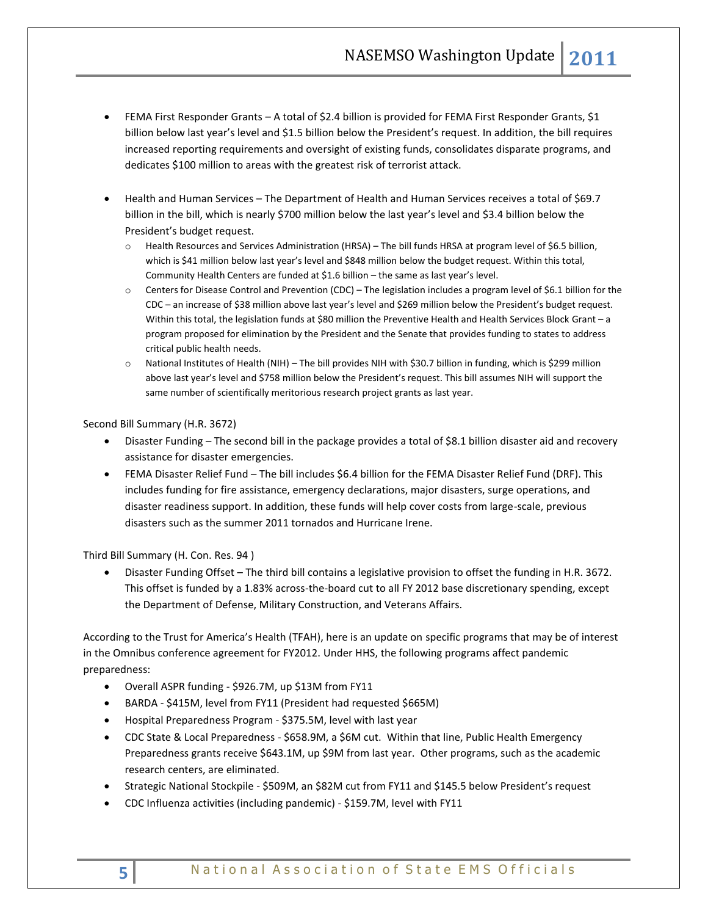- FEMA First Responder Grants – A total of $2.4 billion is provided for FEMA First Responder Grants, $1 billion below last year's level and $1.5 billion below the President's request. In addition, the bill requires increased reporting requirements and oversight of existing funds, consolidates disparate programs, and dedicates $100 million to areas with the greatest risk of terrorist attack.

- Health and Human Services – The Department of Health and Human Services receives a total of $69.7 billion in the bill, which is nearly $700 million below the last year's level and $3.4 billion below the President's budget request.
  - Health Resources and Services Administration (HRSA) – The bill funds HRSA at program level of $6.5 billion, which is $41 million below last year's level and $848 million below the budget request. Within this total, Community Health Centers are funded at $1.6 billion – the same as last year's level.
  - Centers for Disease Control and Prevention (CDC) – The legislation includes a program level of $6.1 billion for the CDC – an increase of $38 million above last year's level and $269 million below the President's budget request. Within this total, the legislation funds at $80 million the Preventive Health and Health Services Block Grant – a program proposed for elimination by the President and the Senate that provides funding to states to address critical public health needs.
  - National Institutes of Health (NIH) – The bill provides NIH with $30.7 billion in funding, which is $299 million above last year's level and $758 million below the President's request. This bill assumes NIH will support the same number of scientifically meritorious research project grants as last year.

Second Bill Summary (H.R. 3672)

- Disaster Funding – The second bill in the package provides a total of $8.1 billion disaster aid and recovery assistance for disaster emergencies.
- FEMA Disaster Relief Fund – The bill includes $6.4 billion for the FEMA Disaster Relief Fund (DRF). This includes funding for fire assistance, emergency declarations, major disasters, surge operations, and disaster readiness support. In addition, these funds will help cover costs from large-scale, previous disasters such as the summer 2011 tornados and Hurricane Irene.

Third Bill Summary (H. Con. Res. 94 )

- Disaster Funding Offset – The third bill contains a legislative provision to offset the funding in H.R. 3672. This offset is funded by a 1.83% across-the-board cut to all FY 2012 base discretionary spending, except the Department of Defense, Military Construction, and Veterans Affairs.

According to the Trust for America's Health (TFAH), here is an update on specific programs that may be of interest in the Omnibus conference agreement for FY2012. Under HHS, the following programs affect pandemic preparedness:

- Overall ASPR funding - $926.7M, up $13M from FY11
- BARDA - $415M, level from FY11 (President had requested $665M)
- Hospital Preparedness Program - $375.5M, level with last year
- CDC State & Local Preparedness - $658.9M, a $6M cut. Within that line, Public Health Emergency Preparedness grants receive $643.1M, up $9M from last year. Other programs, such as the academic research centers, are eliminated.
- Strategic National Stockpile - $509M, an $82M cut from FY11 and $145.5 below President's request
- CDC Influenza activities (including pandemic) - $159.7M, level with FY11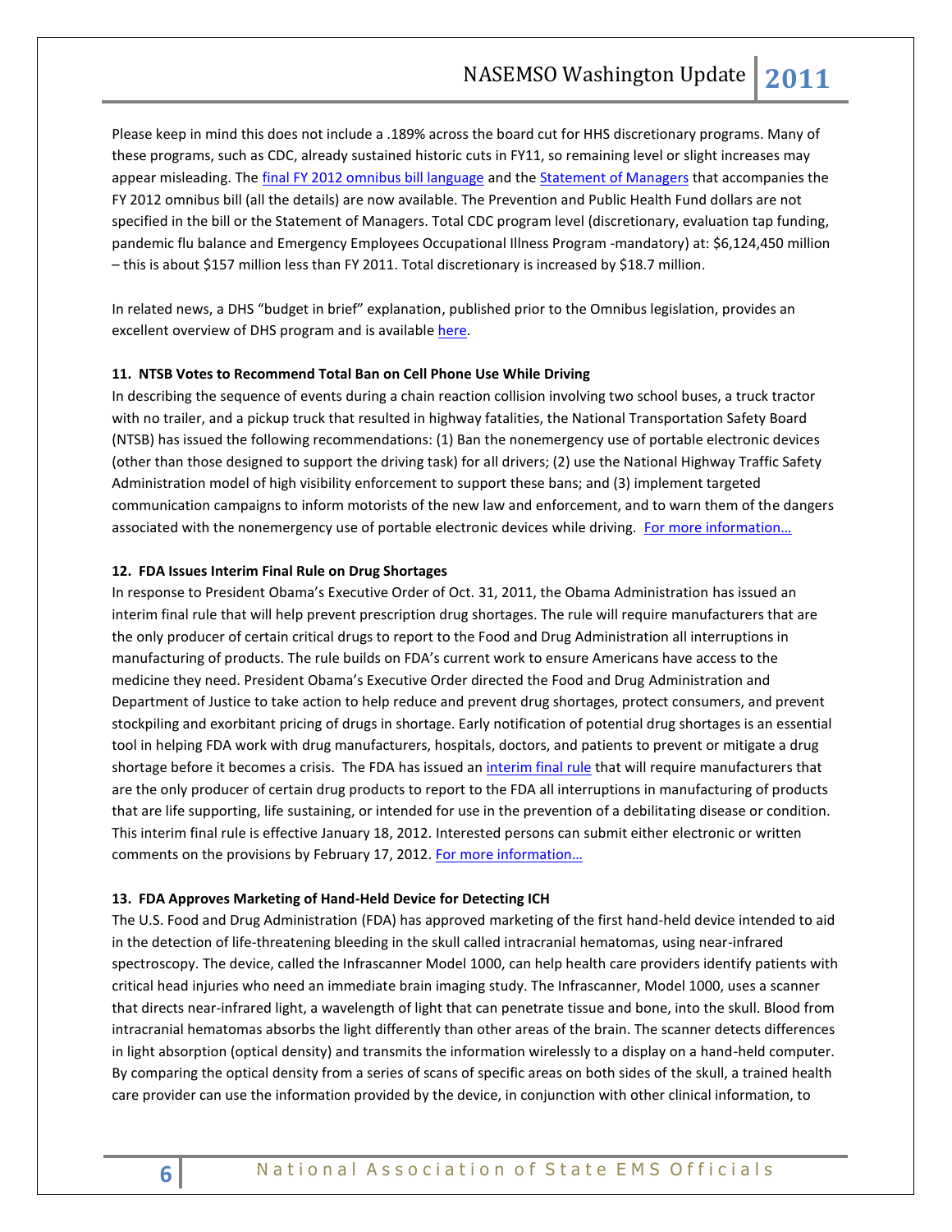Please keep in mind this does not include a .189% across the board cut for HHS discretionary programs. Many of these programs, such as CDC, already sustained historic cuts in FY11, so remaining level or slight increases may appear misleading. The final FY 2012 omnibus bill language and the Statement of Managers that accompanies the FY 2012 omnibus bill (all the details) are now available. The Prevention and Public Health Fund dollars are not specified in the bill or the Statement of Managers. Total CDC program level (discretionary, evaluation tap funding, pandemic flu balance and Emergency Employees Occupational Illness Program -mandatory) at: $6,124,450 million – this is about $157 million less than FY 2011. Total discretionary is increased by $18.7 million.

In related news, a DHS "budget in brief" explanation, published prior to the Omnibus legislation, provides an excellent overview of DHS program and is available here.

**11. NTSB Votes to Recommend Total Ban on Cell Phone Use While Driving**

In describing the sequence of events during a chain reaction collision involving two school buses, a truck tractor with no trailer, and a pickup truck that resulted in highway fatalities, the National Transportation Safety Board (NTSB) has issued the following recommendations: (1) Ban the nonemergency use of portable electronic devices (other than those designed to support the driving task) for all drivers; (2) use the National Highway Traffic Safety Administration model of high visibility enforcement to support these bans; and (3) implement targeted communication campaigns to inform motorists of the new law and enforcement, and to warn them of the dangers associated with the nonemergency use of portable electronic devices while driving. For more information…

**12. FDA Issues Interim Final Rule on Drug Shortages**

In response to President Obama's Executive Order of Oct. 31, 2011, the Obama Administration has issued an interim final rule that will help prevent prescription drug shortages. The rule will require manufacturers that are the only producer of certain critical drugs to report to the Food and Drug Administration all interruptions in manufacturing of products. The rule builds on FDA's current work to ensure Americans have access to the medicine they need. President Obama's Executive Order directed the Food and Drug Administration and Department of Justice to take action to help reduce and prevent drug shortages, protect consumers, and prevent stockpiling and exorbitant pricing of drugs in shortage. Early notification of potential drug shortages is an essential tool in helping FDA work with drug manufacturers, hospitals, doctors, and patients to prevent or mitigate a drug shortage before it becomes a crisis. The FDA has issued an interim final rule that will require manufacturers that are the only producer of certain drug products to report to the FDA all interruptions in manufacturing of products that are life supporting, life sustaining, or intended for use in the prevention of a debilitating disease or condition. This interim final rule is effective January 18, 2012. Interested persons can submit either electronic or written comments on the provisions by February 17, 2012. For more information…

**13. FDA Approves Marketing of Hand-Held Device for Detecting ICH**

The U.S. Food and Drug Administration (FDA) has approved marketing of the first hand-held device intended to aid in the detection of life-threatening bleeding in the skull called intracranial hematomas, using near-infrared spectroscopy. The device, called the Infrascanner Model 1000, can help health care providers identify patients with critical head injuries who need an immediate brain imaging study. The Infrascanner, Model 1000, uses a scanner that directs near-infrared light, a wavelength of light that can penetrate tissue and bone, into the skull. Blood from intracranial hematomas absorbs the light differently than other areas of the brain. The scanner detects differences in light absorption (optical density) and transmits the information wirelessly to a display on a hand-held computer. By comparing the optical density from a series of scans of specific areas on both sides of the skull, a trained health care provider can use the information provided by the device, in conjunction with other clinical information, to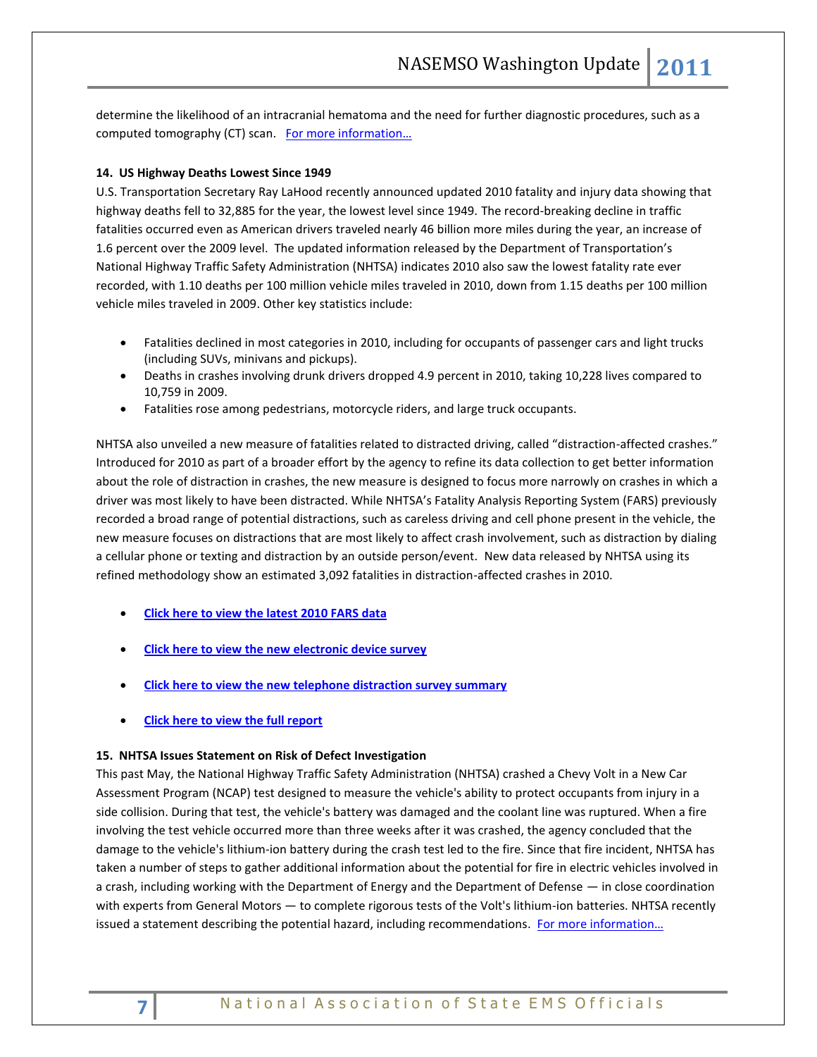determine the likelihood of an intracranial hematoma and the need for further diagnostic procedures, such as a computed tomography (CT) scan. For more information…

**14. US Highway Deaths Lowest Since 1949**

U.S. Transportation Secretary Ray LaHood recently announced updated 2010 fatality and injury data showing that highway deaths fell to 32,885 for the year, the lowest level since 1949. The record-breaking decline in traffic fatalities occurred even as American drivers traveled nearly 46 billion more miles during the year, an increase of 1.6 percent over the 2009 level. The updated information released by the Department of Transportation's National Highway Traffic Safety Administration (NHTSA) indicates 2010 also saw the lowest fatality rate ever recorded, with 1.10 deaths per 100 million vehicle miles traveled in 2010, down from 1.15 deaths per 100 million vehicle miles traveled in 2009. Other key statistics include:

- Fatalities declined in most categories in 2010, including for occupants of passenger cars and light trucks (including SUVs, minivans and pickups).
- Deaths in crashes involving drunk drivers dropped 4.9 percent in 2010, taking 10,228 lives compared to 10,759 in 2009.
- Fatalities rose among pedestrians, motorcycle riders, and large truck occupants.

NHTSA also unveiled a new measure of fatalities related to distracted driving, called "distraction-affected crashes." Introduced for 2010 as part of a broader effort by the agency to refine its data collection to get better information about the role of distraction in crashes, the new measure is designed to focus more narrowly on crashes in which a driver was most likely to have been distracted. While NHTSA's Fatality Analysis Reporting System (FARS) previously recorded a broad range of potential distractions, such as careless driving and cell phone present in the vehicle, the new measure focuses on distractions that are most likely to affect crash involvement, such as distraction by dialing a cellular phone or texting and distraction by an outside person/event. New data released by NHTSA using its refined methodology show an estimated 3,092 fatalities in distraction-affected crashes in 2010.

- **Click here to view the latest 2010 FARS data**
- **Click here to view the new electronic device survey**
- **Click here to view the new telephone distraction survey summary**
- **Click here to view the full report**

**15. NHTSA Issues Statement on Risk of Defect Investigation**

This past May, the National Highway Traffic Safety Administration (NHTSA) crashed a Chevy Volt in a New Car Assessment Program (NCAP) test designed to measure the vehicle's ability to protect occupants from injury in a side collision. During that test, the vehicle's battery was damaged and the coolant line was ruptured. When a fire involving the test vehicle occurred more than three weeks after it was crashed, the agency concluded that the damage to the vehicle's lithium-ion battery during the crash test led to the fire. Since that fire incident, NHTSA has taken a number of steps to gather additional information about the potential for fire in electric vehicles involved in a crash, including working with the Department of Energy and the Department of Defense — in close coordination with experts from General Motors — to complete rigorous tests of the Volt's lithium-ion batteries. NHTSA recently issued a statement describing the potential hazard, including recommendations. For more information…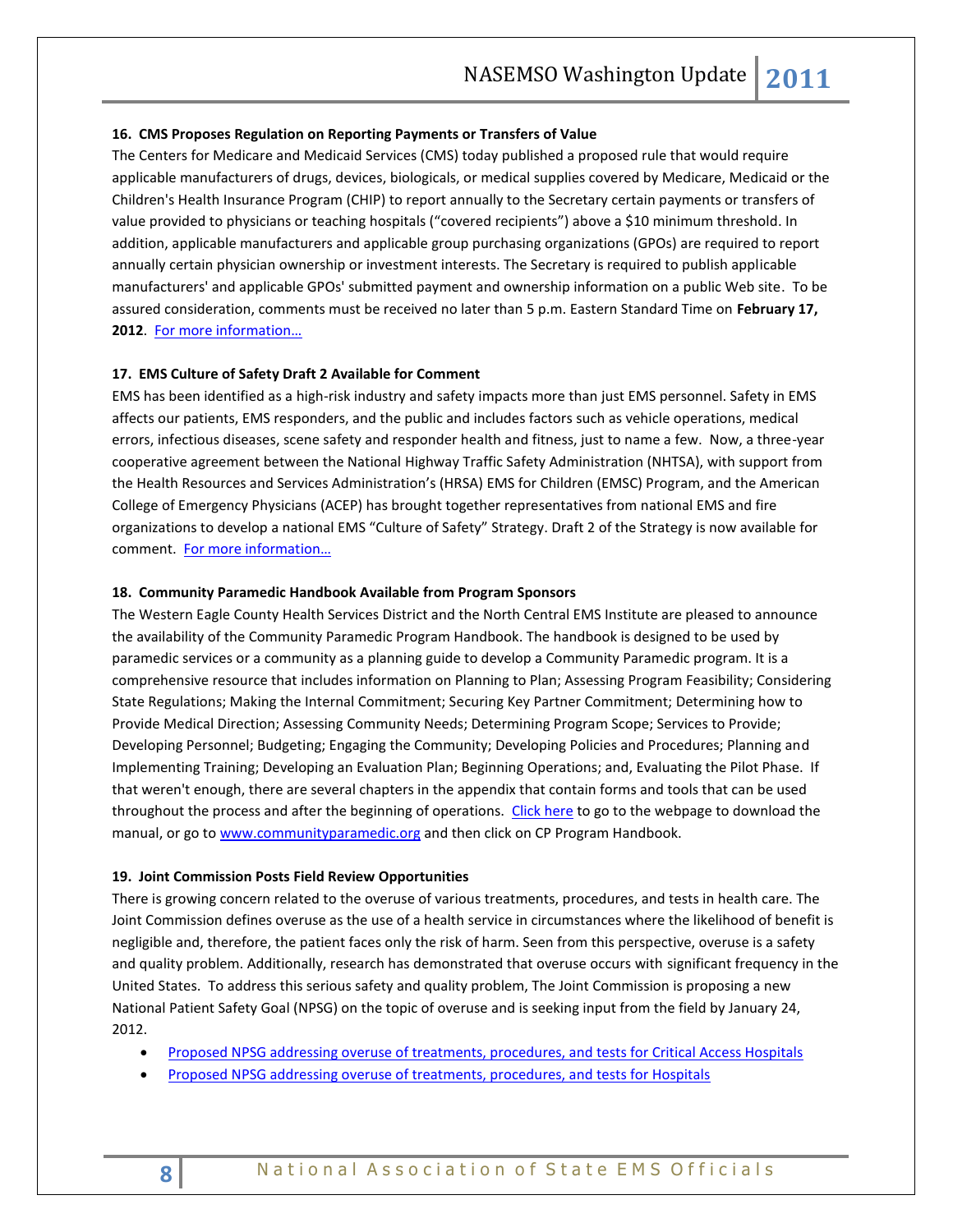**16. CMS Proposes Regulation on Reporting Payments or Transfers of Value**

The Centers for Medicare and Medicaid Services (CMS) today published a proposed rule that would require applicable manufacturers of drugs, devices, biologicals, or medical supplies covered by Medicare, Medicaid or the Children's Health Insurance Program (CHIP) to report annually to the Secretary certain payments or transfers of value provided to physicians or teaching hospitals ("covered recipients") above a $10 minimum threshold. In addition, applicable manufacturers and applicable group purchasing organizations (GPOs) are required to report annually certain physician ownership or investment interests. The Secretary is required to publish applicable manufacturers' and applicable GPOs' submitted payment and ownership information on a public Web site. To be assured consideration, comments must be received no later than 5 p.m. Eastern Standard Time on **February 17, 2012**. For more information…

**17. EMS Culture of Safety Draft 2 Available for Comment**

EMS has been identified as a high-risk industry and safety impacts more than just EMS personnel. Safety in EMS affects our patients, EMS responders, and the public and includes factors such as vehicle operations, medical errors, infectious diseases, scene safety and responder health and fitness, just to name a few. Now, a three-year cooperative agreement between the National Highway Traffic Safety Administration (NHTSA), with support from the Health Resources and Services Administration's (HRSA) EMS for Children (EMSC) Program, and the American College of Emergency Physicians (ACEP) has brought together representatives from national EMS and fire organizations to develop a national EMS "Culture of Safety" Strategy. Draft 2 of the Strategy is now available for comment. For more information…

**18. Community Paramedic Handbook Available from Program Sponsors**

The Western Eagle County Health Services District and the North Central EMS Institute are pleased to announce the availability of the Community Paramedic Program Handbook. The handbook is designed to be used by paramedic services or a community as a planning guide to develop a Community Paramedic program. It is a comprehensive resource that includes information on Planning to Plan; Assessing Program Feasibility; Considering State Regulations; Making the Internal Commitment; Securing Key Partner Commitment; Determining how to Provide Medical Direction; Assessing Community Needs; Determining Program Scope; Services to Provide; Developing Personnel; Budgeting; Engaging the Community; Developing Policies and Procedures; Planning and Implementing Training; Developing an Evaluation Plan; Beginning Operations; and, Evaluating the Pilot Phase. If that weren't enough, there are several chapters in the appendix that contain forms and tools that can be used throughout the process and after the beginning of operations. Click here to go to the webpage to download the manual, or go to www.communityparamedic.org and then click on CP Program Handbook.

**19. Joint Commission Posts Field Review Opportunities**

There is growing concern related to the overuse of various treatments, procedures, and tests in health care. The Joint Commission defines overuse as the use of a health service in circumstances where the likelihood of benefit is negligible and, therefore, the patient faces only the risk of harm. Seen from this perspective, overuse is a safety and quality problem. Additionally, research has demonstrated that overuse occurs with significant frequency in the United States. To address this serious safety and quality problem, The Joint Commission is proposing a new National Patient Safety Goal (NPSG) on the topic of overuse and is seeking input from the field by January 24, 2012.

- Proposed NPSG addressing overuse of treatments, procedures, and tests for Critical Access Hospitals
- Proposed NPSG addressing overuse of treatments, procedures, and tests for Hospitals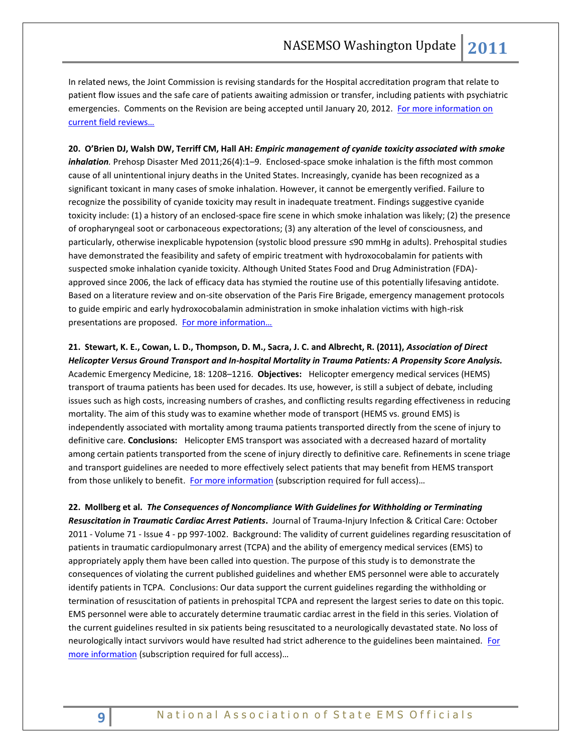In related news, the Joint Commission is revising standards for the Hospital accreditation program that relate to patient flow issues and the safe care of patients awaiting admission or transfer, including patients with psychiatric emergencies. Comments on the Revision are being accepted until January 20, 2012. [For more information on current field reviews…]

**20. O'Brien DJ, Walsh DW, Terriff CM, Hall AH: *Empiric management of cyanide toxicity associated with smoke inhalation.*** Prehosp Disaster Med 2011;26(4):1–9. Enclosed-space smoke inhalation is the fifth most common cause of all unintentional injury deaths in the United States. Increasingly, cyanide has been recognized as a significant toxicant in many cases of smoke inhalation. However, it cannot be emergently verified. Failure to recognize the possibility of cyanide toxicity may result in inadequate treatment. Findings suggestive cyanide toxicity include: (1) a history of an enclosed-space fire scene in which smoke inhalation was likely; (2) the presence of oropharyngeal soot or carbonaceous expectorations; (3) any alteration of the level of consciousness, and particularly, otherwise inexplicable hypotension (systolic blood pressure ≤90 mmHg in adults). Prehospital studies have demonstrated the feasibility and safety of empiric treatment with hydroxocobalamin for patients with suspected smoke inhalation cyanide toxicity. Although United States Food and Drug Administration (FDA)-approved since 2006, the lack of efficacy data has stymied the routine use of this potentially lifesaving antidote. Based on a literature review and on-site observation of the Paris Fire Brigade, emergency management protocols to guide empiric and early hydroxocobalamin administration in smoke inhalation victims with high-risk presentations are proposed. [For more information…]

**21. Stewart, K. E., Cowan, L. D., Thompson, D. M., Sacra, J. C. and Albrecht, R. (2011), *Association of Direct Helicopter Versus Ground Transport and In-hospital Mortality in Trauma Patients: A Propensity Score Analysis.*** Academic Emergency Medicine, 18: 1208–1216. **Objectives:** Helicopter emergency medical services (HEMS) transport of trauma patients has been used for decades. Its use, however, is still a subject of debate, including issues such as high costs, increasing numbers of crashes, and conflicting results regarding effectiveness in reducing mortality. The aim of this study was to examine whether mode of transport (HEMS vs. ground EMS) is independently associated with mortality among trauma patients transported directly from the scene of injury to definitive care. **Conclusions:** Helicopter EMS transport was associated with a decreased hazard of mortality among certain patients transported from the scene of injury directly to definitive care. Refinements in scene triage and transport guidelines are needed to more effectively select patients that may benefit from HEMS transport from those unlikely to benefit. [For more information] (subscription required for full access)…

**22. Mollberg et al. *The Consequences of Noncompliance With Guidelines for Withholding or Terminating Resuscitation in Traumatic Cardiac Arrest Patients*.** Journal of Trauma-Injury Infection & Critical Care: October 2011 - Volume 71 - Issue 4 - pp 997-1002. Background: The validity of current guidelines regarding resuscitation of patients in traumatic cardiopulmonary arrest (TCPA) and the ability of emergency medical services (EMS) to appropriately apply them have been called into question. The purpose of this study is to demonstrate the consequences of violating the current published guidelines and whether EMS personnel were able to accurately identify patients in TCPA. Conclusions: Our data support the current guidelines regarding the withholding or termination of resuscitation of patients in prehospital TCPA and represent the largest series to date on this topic. EMS personnel were able to accurately determine traumatic cardiac arrest in the field in this series. Violation of the current guidelines resulted in six patients being resuscitated to a neurologically devastated state. No loss of neurologically intact survivors would have resulted had strict adherence to the guidelines been maintained. [For more information] (subscription required for full access)…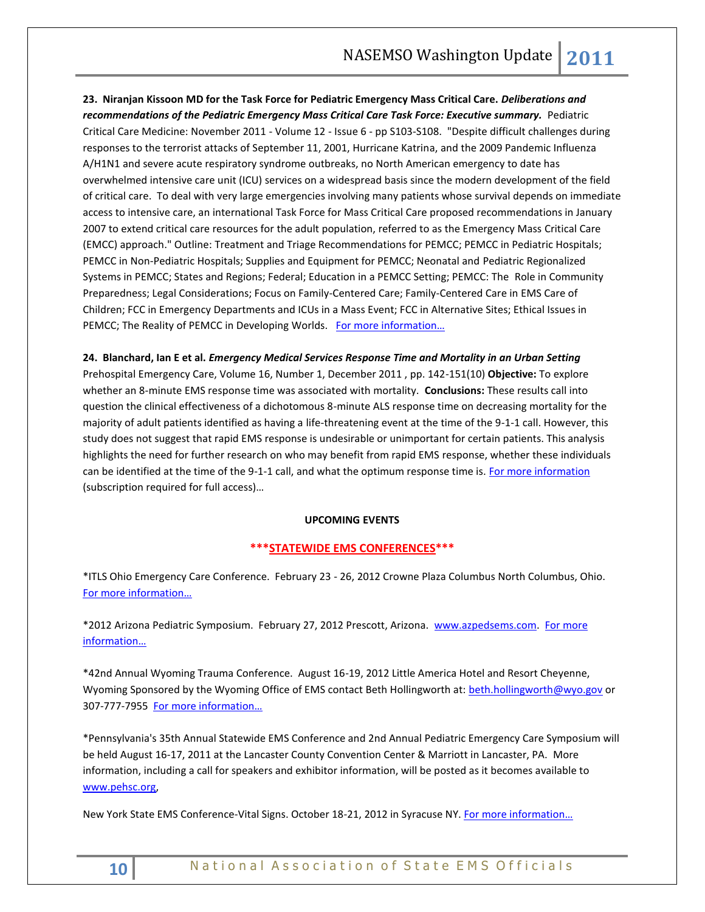**23. Niranjan Kissoon MD for the Task Force for Pediatric Emergency Mass Critical Care.** ***Deliberations and recommendations of the Pediatric Emergency Mass Critical Care Task Force: Executive summary.*** Pediatric Critical Care Medicine: November 2011 - Volume 12 - Issue 6 - pp S103-S108. "Despite difficult challenges during responses to the terrorist attacks of September 11, 2001, Hurricane Katrina, and the 2009 Pandemic Influenza A/H1N1 and severe acute respiratory syndrome outbreaks, no North American emergency to date has overwhelmed intensive care unit (ICU) services on a widespread basis since the modern development of the field of critical care. To deal with very large emergencies involving many patients whose survival depends on immediate access to intensive care, an international Task Force for Mass Critical Care proposed recommendations in January 2007 to extend critical care resources for the adult population, referred to as the Emergency Mass Critical Care (EMCC) approach." Outline: Treatment and Triage Recommendations for PEMCC; PEMCC in Pediatric Hospitals; PEMCC in Non-Pediatric Hospitals; Supplies and Equipment for PEMCC; Neonatal and Pediatric Regionalized Systems in PEMCC; States and Regions; Federal; Education in a PEMCC Setting; PEMCC: The Role in Community Preparedness; Legal Considerations; Focus on Family-Centered Care; Family-Centered Care in EMS Care of Children; FCC in Emergency Departments and ICUs in a Mass Event; FCC in Alternative Sites; Ethical Issues in PEMCC; The Reality of PEMCC in Developing Worlds. For more information…

**24. Blanchard, Ian E et al.** ***Emergency Medical Services Response Time and Mortality in an Urban Setting*** Prehospital Emergency Care, Volume 16, Number 1, December 2011 , pp. 142-151(10) **Objective:** To explore whether an 8-minute EMS response time was associated with mortality. **Conclusions:** These results call into question the clinical effectiveness of a dichotomous 8-minute ALS response time on decreasing mortality for the majority of adult patients identified as having a life-threatening event at the time of the 9-1-1 call. However, this study does not suggest that rapid EMS response is undesirable or unimportant for certain patients. This analysis highlights the need for further research on who may benefit from rapid EMS response, whether these individuals can be identified at the time of the 9-1-1 call, and what the optimum response time is. For more information (subscription required for full access)…

## UPCOMING EVENTS

### ***STATEWIDE EMS CONFERENCES***

*ITLS Ohio Emergency Care Conference. February 23 - 26, 2012 Crowne Plaza Columbus North Columbus, Ohio. For more information…

*2012 Arizona Pediatric Symposium. February 27, 2012 Prescott, Arizona. www.azpedsems.com. For more information…

*42nd Annual Wyoming Trauma Conference. August 16-19, 2012 Little America Hotel and Resort Cheyenne, Wyoming Sponsored by the Wyoming Office of EMS contact Beth Hollingworth at: beth.hollingworth@wyo.gov or 307-777-7955 For more information…

*Pennsylvania's 35th Annual Statewide EMS Conference and 2nd Annual Pediatric Emergency Care Symposium will be held August 16-17, 2011 at the Lancaster County Convention Center & Marriott in Lancaster, PA. More information, including a call for speakers and exhibitor information, will be posted as it becomes available to www.pehsc.org,

New York State EMS Conference-Vital Signs. October 18-21, 2012 in Syracuse NY. For more information…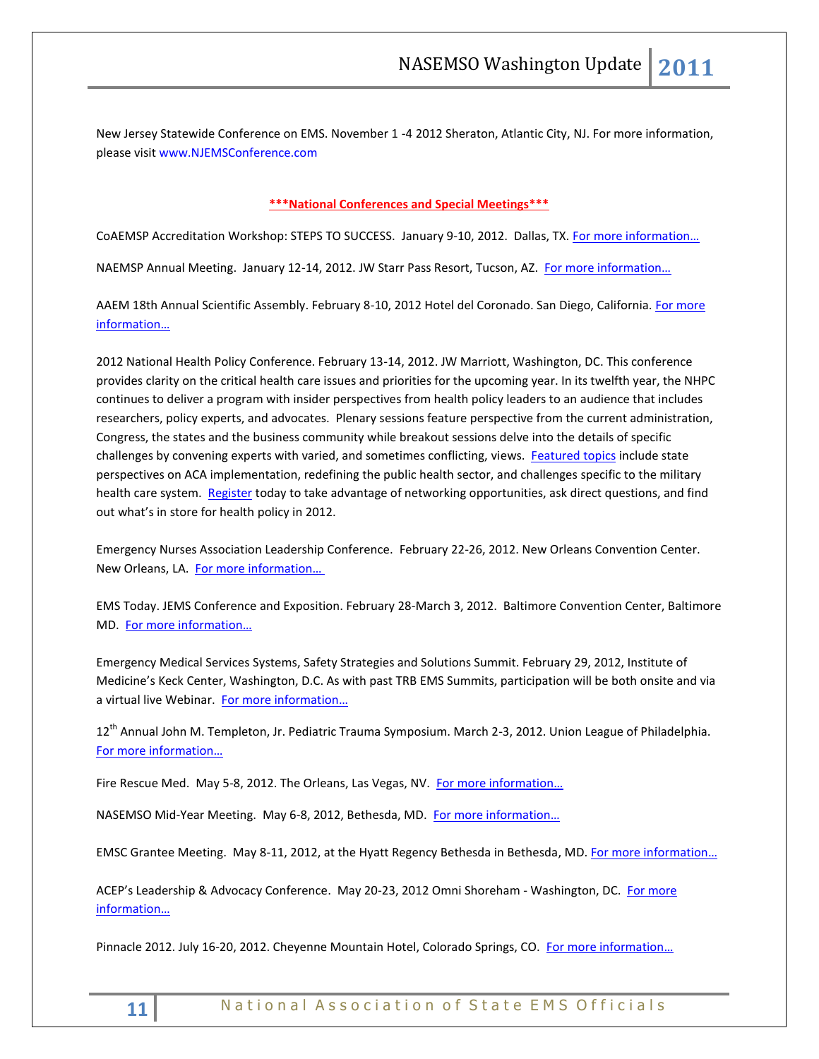New Jersey Statewide Conference on EMS. November 1 -4 2012 Sheraton, Atlantic City, NJ. For more information, please visit www.NJEMSConference.com

**\*\*\*National Conferences and Special Meetings\*\*\***

CoAEMSP Accreditation Workshop: STEPS TO SUCCESS. January 9-10, 2012. Dallas, TX. For more information…

NAEMSP Annual Meeting. January 12-14, 2012. JW Starr Pass Resort, Tucson, AZ. For more information…

AAEM 18th Annual Scientific Assembly. February 8-10, 2012 Hotel del Coronado. San Diego, California. For more information…

2012 National Health Policy Conference. February 13-14, 2012. JW Marriott, Washington, DC. This conference provides clarity on the critical health care issues and priorities for the upcoming year. In its twelfth year, the NHPC continues to deliver a program with insider perspectives from health policy leaders to an audience that includes researchers, policy experts, and advocates. Plenary sessions feature perspective from the current administration, Congress, the states and the business community while breakout sessions delve into the details of specific challenges by convening experts with varied, and sometimes conflicting, views. Featured topics include state perspectives on ACA implementation, redefining the public health sector, and challenges specific to the military health care system. Register today to take advantage of networking opportunities, ask direct questions, and find out what's in store for health policy in 2012.

Emergency Nurses Association Leadership Conference. February 22-26, 2012. New Orleans Convention Center. New Orleans, LA. For more information…

EMS Today. JEMS Conference and Exposition. February 28-March 3, 2012. Baltimore Convention Center, Baltimore MD. For more information…

Emergency Medical Services Systems, Safety Strategies and Solutions Summit. February 29, 2012, Institute of Medicine's Keck Center, Washington, D.C. As with past TRB EMS Summits, participation will be both onsite and via a virtual live Webinar. For more information…

12th Annual John M. Templeton, Jr. Pediatric Trauma Symposium. March 2-3, 2012. Union League of Philadelphia. For more information…

Fire Rescue Med. May 5-8, 2012. The Orleans, Las Vegas, NV. For more information…

NASEMSO Mid-Year Meeting. May 6-8, 2012, Bethesda, MD. For more information…

EMSC Grantee Meeting. May 8-11, 2012, at the Hyatt Regency Bethesda in Bethesda, MD. For more information…

ACEP's Leadership & Advocacy Conference. May 20-23, 2012 Omni Shoreham - Washington, DC. For more information…

Pinnacle 2012. July 16-20, 2012. Cheyenne Mountain Hotel, Colorado Springs, CO. For more information…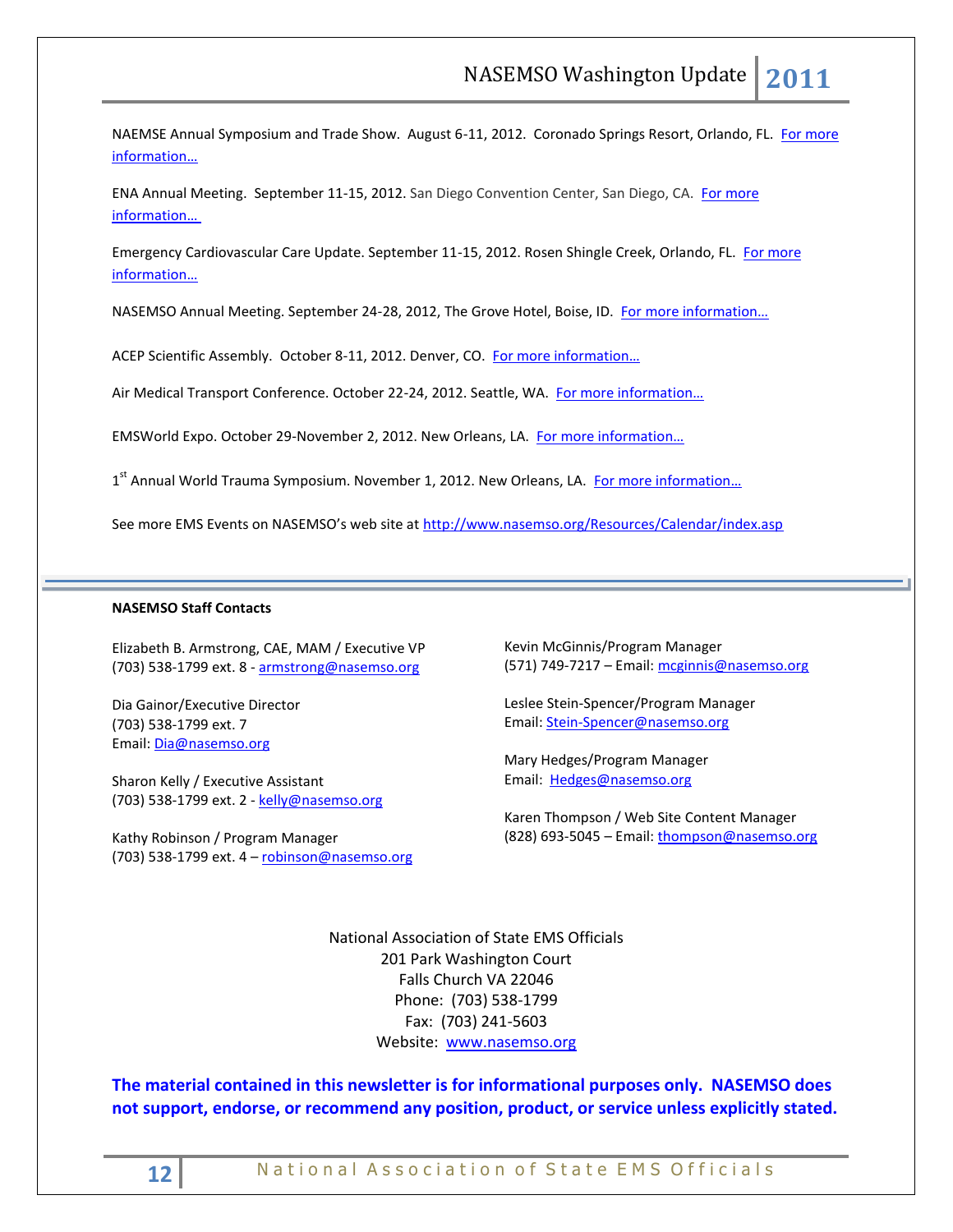NAEMSE Annual Symposium and Trade Show. August 6-11, 2012. Coronado Springs Resort, Orlando, FL. For more information…

ENA Annual Meeting. September 11-15, 2012. San Diego Convention Center, San Diego, CA. For more information…

Emergency Cardiovascular Care Update. September 11-15, 2012. Rosen Shingle Creek, Orlando, FL. For more information…

NASEMSO Annual Meeting. September 24-28, 2012, The Grove Hotel, Boise, ID. For more information…

ACEP Scientific Assembly. October 8-11, 2012. Denver, CO. For more information…

Air Medical Transport Conference. October 22-24, 2012. Seattle, WA. For more information…

EMSWorld Expo. October 29-November 2, 2012. New Orleans, LA. For more information…

1st Annual World Trauma Symposium. November 1, 2012. New Orleans, LA. For more information…

See more EMS Events on NASEMSO's web site at http://www.nasemso.org/Resources/Calendar/index.asp

---

**NASEMSO Staff Contacts**

Elizabeth B. Armstrong, CAE, MAM / Executive VP
(703) 538-1799 ext. 8 - armstrong@nasemso.org

Dia Gainor/Executive Director
(703) 538-1799 ext. 7
Email: Dia@nasemso.org

Sharon Kelly / Executive Assistant
(703) 538-1799 ext. 2 - kelly@nasemso.org

Kathy Robinson / Program Manager
(703) 538-1799 ext. 4 – robinson@nasemso.org

Kevin McGinnis/Program Manager
(571) 749-7217 – Email: mcginnis@nasemso.org

Leslee Stein-Spencer/Program Manager
Email: Stein-Spencer@nasemso.org

Mary Hedges/Program Manager
Email: Hedges@nasemso.org

Karen Thompson / Web Site Content Manager
(828) 693-5045 – Email: thompson@nasemso.org

National Association of State EMS Officials
201 Park Washington Court
Falls Church VA 22046
Phone: (703) 538-1799
Fax: (703) 241-5603
Website: www.nasemso.org

**The material contained in this newsletter is for informational purposes only. NASEMSO does not support, endorse, or recommend any position, product, or service unless explicitly stated.**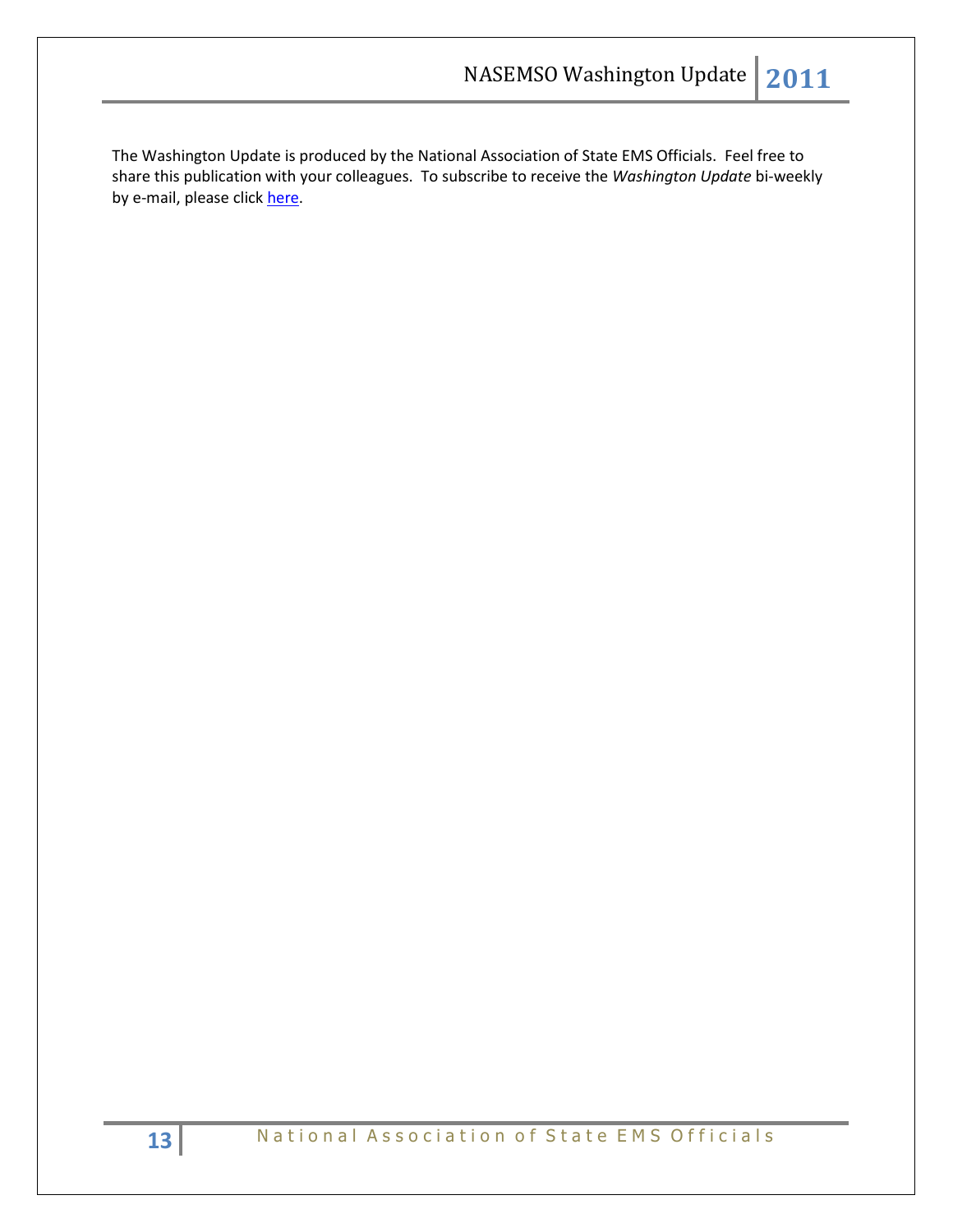The Washington Update is produced by the National Association of State EMS Officials. Feel free to share this publication with your colleagues. To subscribe to receive the *Washington Update* bi-weekly by e-mail, please click here.